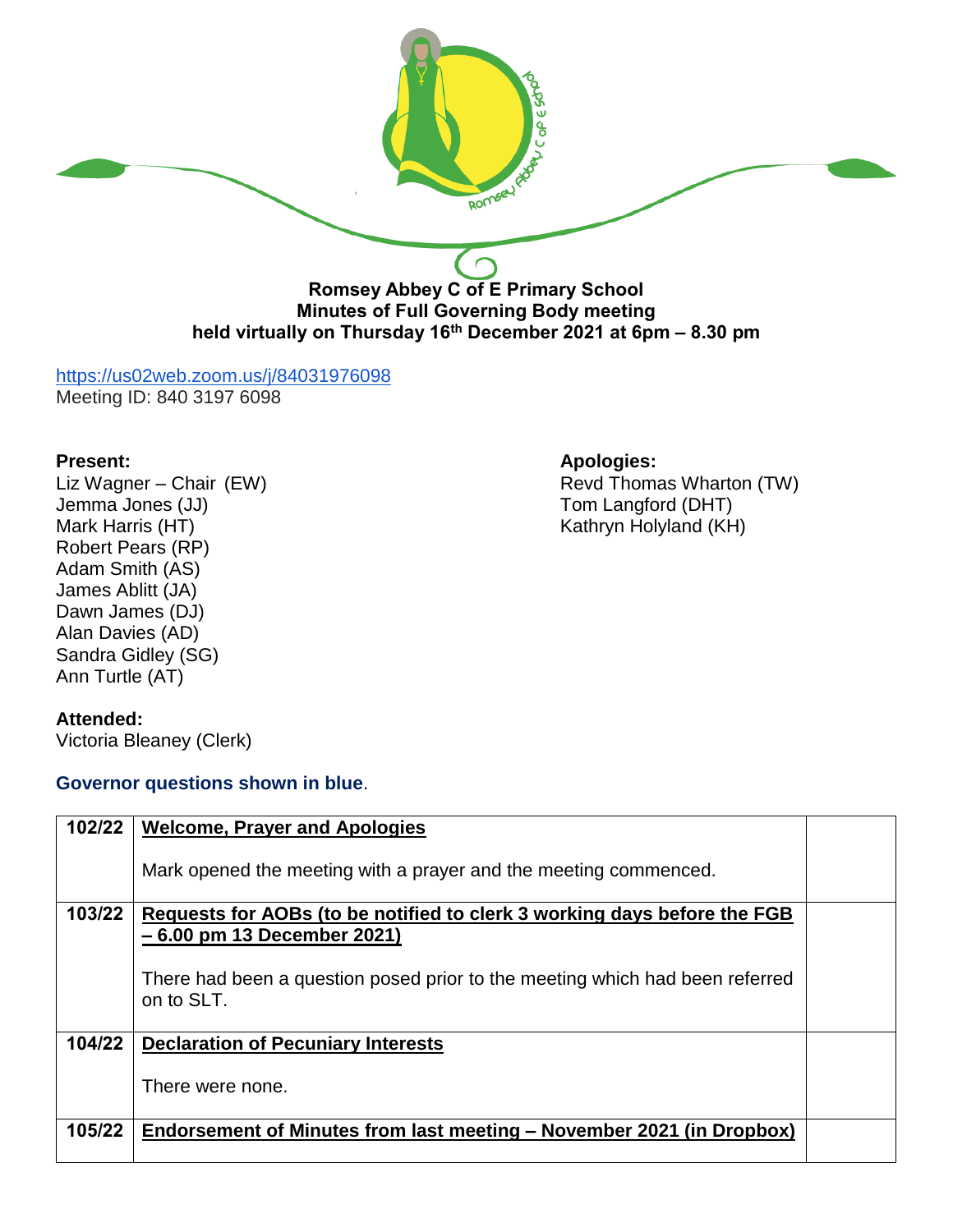**Romsey Abbey C of E Primary School**
**Minutes of Full Governing Body meeting**
**held virtually on Thursday 16th December 2021 at 6pm – 8.30 pm**

https://us02web.zoom.us/j/84031976098
Meeting ID: 840 3197 6098

**Present:**
Liz Wagner – Chair (EW)
Jemma Jones (JJ)
Mark Harris (HT)
Robert Pears (RP)
Adam Smith (AS)
James Ablitt (JA)
Dawn James (DJ)
Alan Davies (AD)
Sandra Gidley (SG)
Ann Turtle (AT)

**Apologies:**
Revd Thomas Wharton (TW)
Tom Langford (DHT)
Kathryn Holyland (KH)

**Attended:**
Victoria Bleaney (Clerk)

**Governor questions shown in blue**.

| | | |
|---|---|---|
| **102/22** | **Welcome, Prayer and Apologies**<br><br>Mark opened the meeting with a prayer and the meeting commenced. | |
| **103/22** | **Requests for AOBs (to be notified to clerk 3 working days before the FGB – 6.00 pm 13 December 2021)**<br><br>There had been a question posed prior to the meeting which had been referred on to SLT. | |
| **104/22** | **Declaration of Pecuniary Interests**<br><br>There were none. | |
| **105/22** | **Endorsement of Minutes from last meeting – November 2021 (in Dropbox)** | |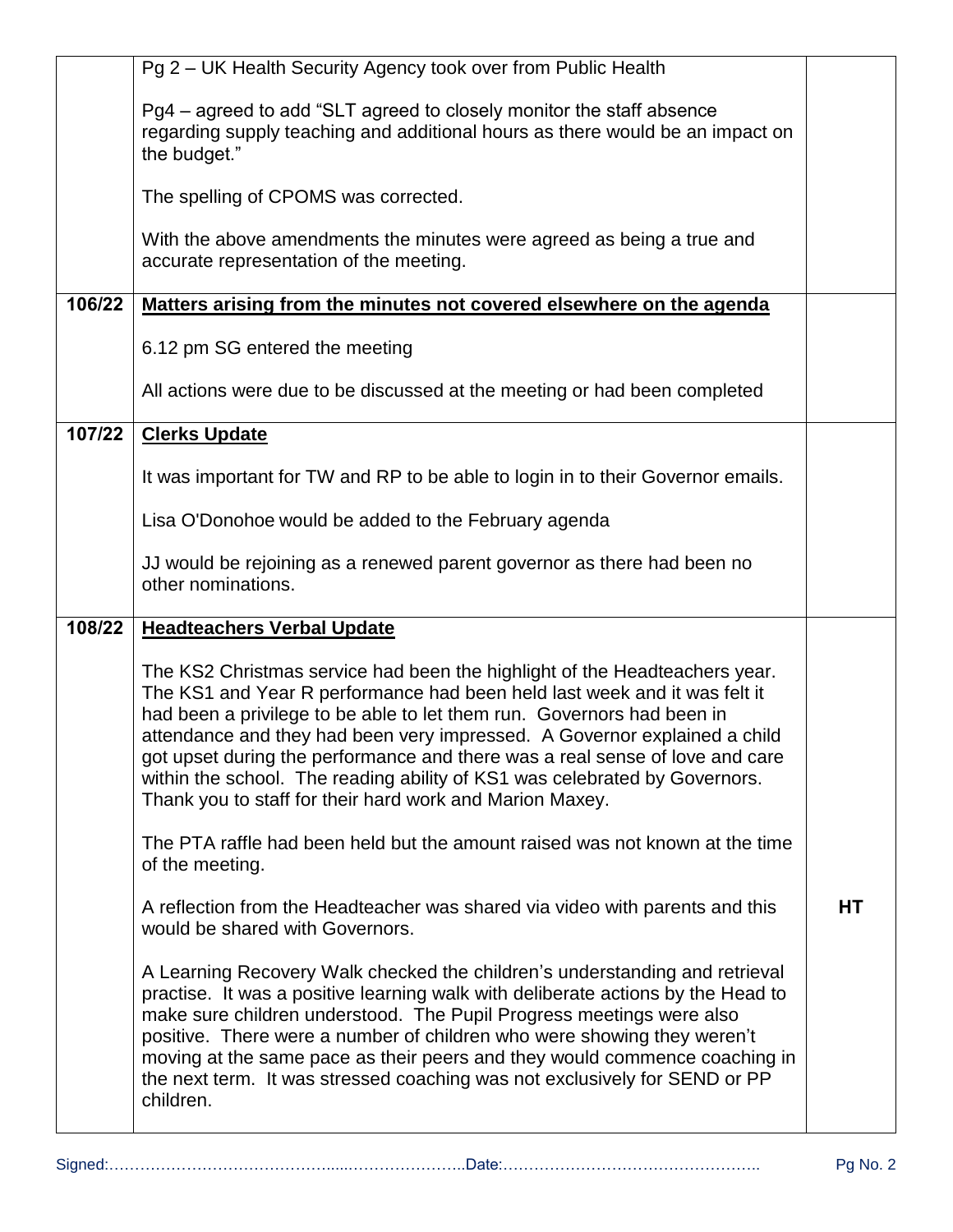| | | |
|---|---|---|
| | Pg 2 – UK Health Security Agency took over from Public Health<br><br>Pg4 – agreed to add "SLT agreed to closely monitor the staff absence regarding supply teaching and additional hours as there would be an impact on the budget."<br><br>The spelling of CPOMS was corrected.<br><br>With the above amendments the minutes were agreed as being a true and accurate representation of the meeting. | |
| **106/22** | **<u>Matters arising from the minutes not covered elsewhere on the agenda</u>**<br><br>6.12 pm SG entered the meeting<br><br>All actions were due to be discussed at the meeting or had been completed | |
| **107/22** | **<u>Clerks Update</u>**<br><br>It was important for TW and RP to be able to login in to their Governor emails.<br><br>Lisa O'Donohoe would be added to the February agenda<br><br>JJ would be rejoining as a renewed parent governor as there had been no other nominations. | |
| **108/22** | **<u>Headteachers Verbal Update</u>**<br><br>The KS2 Christmas service had been the highlight of the Headteachers year. The KS1 and Year R performance had been held last week and it was felt it had been a privilege to be able to let them run. Governors had been in attendance and they had been very impressed. A Governor explained a child got upset during the performance and there was a real sense of love and care within the school. The reading ability of KS1 was celebrated by Governors. Thank you to staff for their hard work and Marion Maxey.<br><br>The PTA raffle had been held but the amount raised was not known at the time of the meeting.<br><br>A reflection from the Headteacher was shared via video with parents and this would be shared with Governors.<br><br>A Learning Recovery Walk checked the children's understanding and retrieval practise. It was a positive learning walk with deliberate actions by the Head to make sure children understood. The Pupil Progress meetings were also positive. There were a number of children who were showing they weren't moving at the same pace as their peers and they would commence coaching in the next term. It was stressed coaching was not exclusively for SEND or PP children. | **HT** |

Signed:………………………………………......…………………..Date:…………………………………………..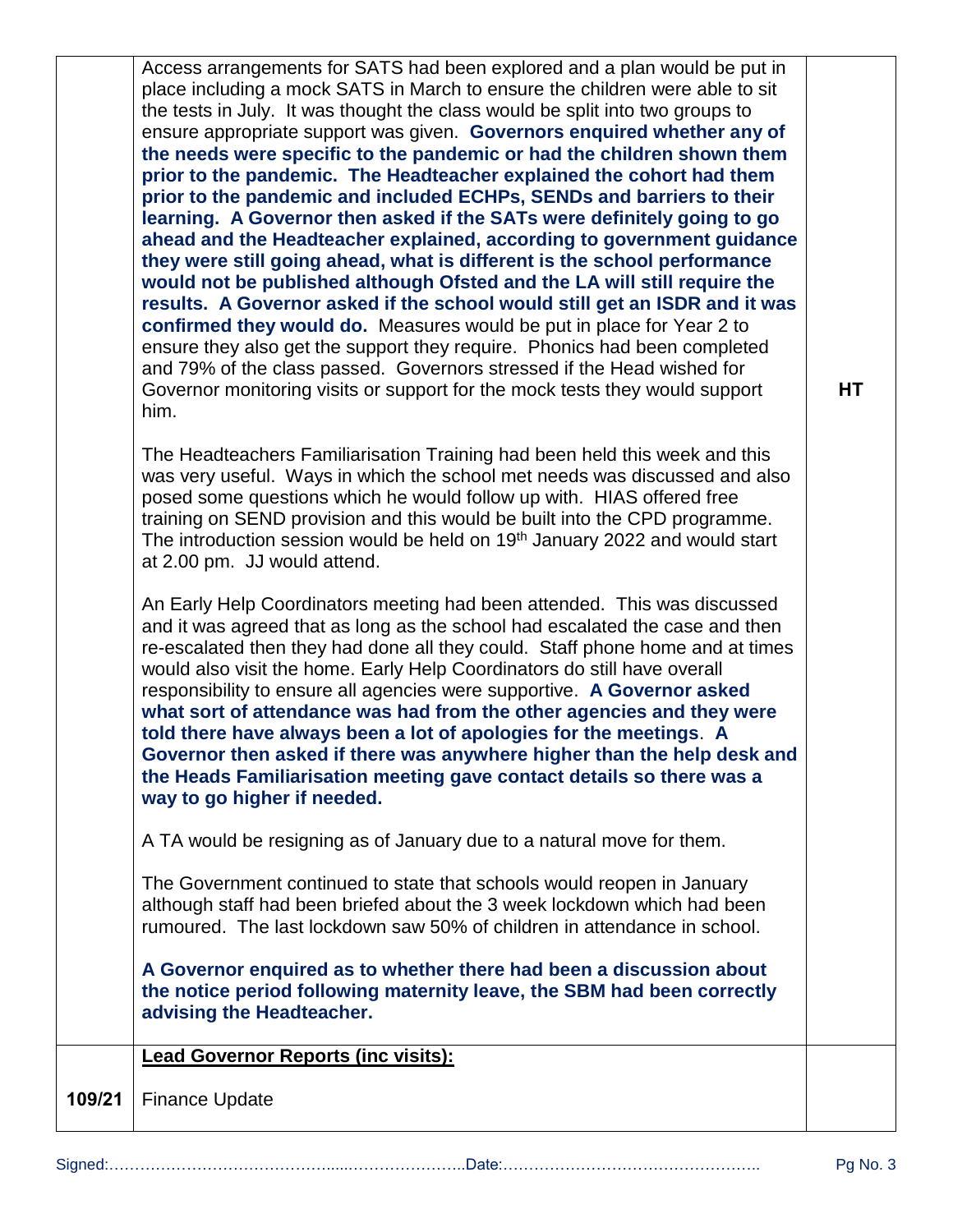| | | |
|---|---|---|
| | Access arrangements for SATS had been explored and a plan would be put in place including a mock SATS in March to ensure the children were able to sit the tests in July. It was thought the class would be split into two groups to ensure appropriate support was given. **Governors enquired whether any of the needs were specific to the pandemic or had the children shown them prior to the pandemic. The Headteacher explained the cohort had them prior to the pandemic and included ECHPs, SENDs and barriers to their learning. A Governor then asked if the SATs were definitely going to go ahead and the Headteacher explained, according to government guidance they were still going ahead, what is different is the school performance would not be published although Ofsted and the LA will still require the results. A Governor asked if the school would still get an ISDR and it was confirmed they would do.** Measures would be put in place for Year 2 to ensure they also get the support they require. Phonics had been completed and 79% of the class passed. Governors stressed if the Head wished for Governor monitoring visits or support for the mock tests they would support him.<br><br>The Headteachers Familiarisation Training had been held this week and this was very useful. Ways in which the school met needs was discussed and also posed some questions which he would follow up with. HIAS offered free training on SEND provision and this would be built into the CPD programme. The introduction session would be held on 19th January 2022 and would start at 2.00 pm. JJ would attend.<br><br>An Early Help Coordinators meeting had been attended. This was discussed and it was agreed that as long as the school had escalated the case and then re-escalated then they had done all they could. Staff phone home and at times would also visit the home. Early Help Coordinators do still have overall responsibility to ensure all agencies were supportive. **A Governor asked what sort of attendance was had from the other agencies and they were told there have always been a lot of apologies for the meetings**. **A Governor then asked if there was anywhere higher than the help desk and the Heads Familiarisation meeting gave contact details so there was a way to go higher if needed.**<br><br>A TA would be resigning as of January due to a natural move for them.<br><br>The Government continued to state that schools would reopen in January although staff had been briefed about the 3 week lockdown which had been rumoured. The last lockdown saw 50% of children in attendance in school.<br><br>**A Governor enquired as to whether there had been a discussion about the notice period following maternity leave, the SBM had been correctly advising the Headteacher.** | **HT** |
| | **Lead Governor Reports (inc visits):** | |
| **109/21** | Finance Update | |

Signed:……………………………………......…………………..Date:…………………………………………..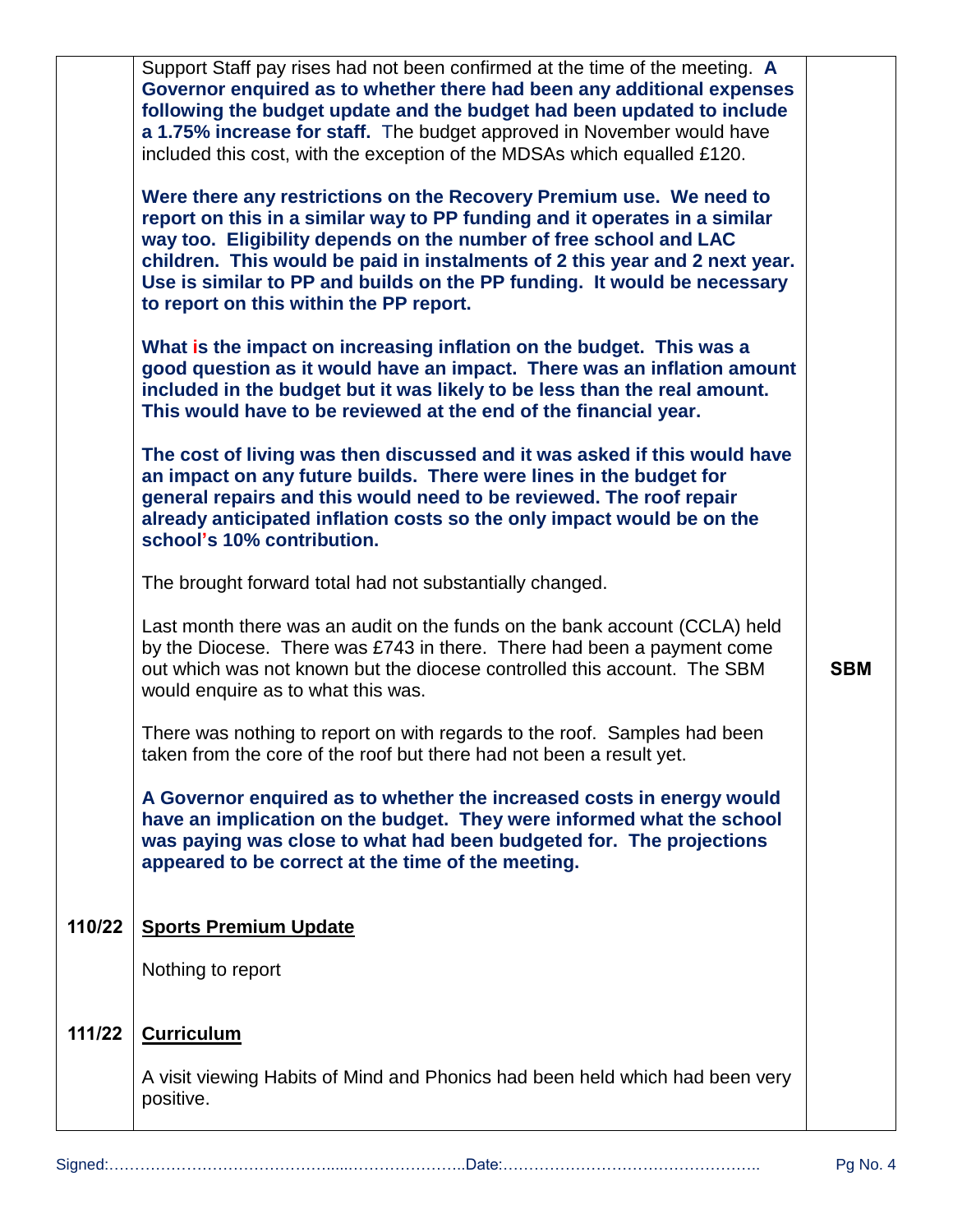| | | |
|---|---|---|
| | Support Staff pay rises had not been confirmed at the time of the meeting. **A Governor enquired as to whether there had been any additional expenses following the budget update and the budget had been updated to include a 1.75% increase for staff.** The budget approved in November would have included this cost, with the exception of the MDSAs which equalled £120.<br><br>**Were there any restrictions on the Recovery Premium use. We need to report on this in a similar way to PP funding and it operates in a similar way too. Eligibility depends on the number of free school and LAC children. This would be paid in instalments of 2 this year and 2 next year. Use is similar to PP and builds on the PP funding. It would be necessary to report on this within the PP report.**<br><br>**What is the impact on increasing inflation on the budget. This was a good question as it would have an impact. There was an inflation amount included in the budget but it was likely to be less than the real amount. This would have to be reviewed at the end of the financial year.**<br><br>**The cost of living was then discussed and it was asked if this would have an impact on any future builds. There were lines in the budget for general repairs and this would need to be reviewed. The roof repair already anticipated inflation costs so the only impact would be on the school's 10% contribution.**<br><br>The brought forward total had not substantially changed.<br><br>Last month there was an audit on the funds on the bank account (CCLA) held by the Diocese. There was £743 in there. There had been a payment come out which was not known but the diocese controlled this account. The SBM would enquire as to what this was.<br><br>There was nothing to report on with regards to the roof. Samples had been taken from the core of the roof but there had not been a result yet.<br><br>**A Governor enquired as to whether the increased costs in energy would have an implication on the budget. They were informed what the school was paying was close to what had been budgeted for. The projections appeared to be correct at the time of the meeting.** | **SBM** |
| **110/22** | **<u>Sports Premium Update</u>**<br><br>Nothing to report | |
| **111/22** | **<u>Curriculum</u>**<br><br>A visit viewing Habits of Mind and Phonics had been held which had been very positive. | |

Signed:………………………………………………………………..Date:…………………………………………..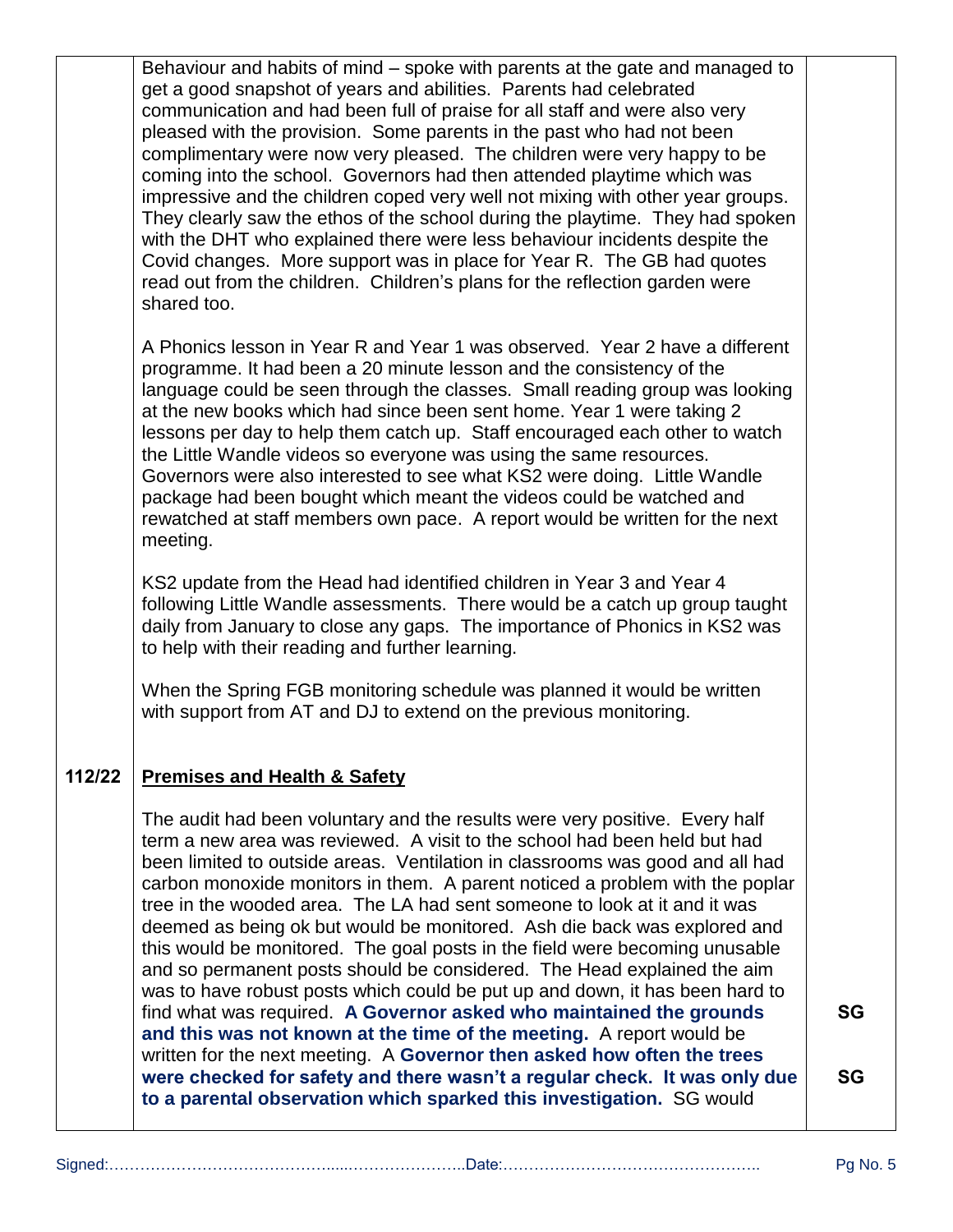Behaviour and habits of mind – spoke with parents at the gate and managed to get a good snapshot of years and abilities. Parents had celebrated communication and had been full of praise for all staff and were also very pleased with the provision. Some parents in the past who had not been complimentary were now very pleased. The children were very happy to be coming into the school. Governors had then attended playtime which was impressive and the children coped very well not mixing with other year groups. They clearly saw the ethos of the school during the playtime. They had spoken with the DHT who explained there were less behaviour incidents despite the Covid changes. More support was in place for Year R. The GB had quotes read out from the children. Children's plans for the reflection garden were shared too.

A Phonics lesson in Year R and Year 1 was observed. Year 2 have a different programme. It had been a 20 minute lesson and the consistency of the language could be seen through the classes. Small reading group was looking at the new books which had since been sent home. Year 1 were taking 2 lessons per day to help them catch up. Staff encouraged each other to watch the Little Wandle videos so everyone was using the same resources. Governors were also interested to see what KS2 were doing. Little Wandle package had been bought which meant the videos could be watched and rewatched at staff members own pace. A report would be written for the next meeting.

KS2 update from the Head had identified children in Year 3 and Year 4 following Little Wandle assessments. There would be a catch up group taught daily from January to close any gaps. The importance of Phonics in KS2 was to help with their reading and further learning.

When the Spring FGB monitoring schedule was planned it would be written with support from AT and DJ to extend on the previous monitoring.

**112/22** **Premises and Health & Safety**

The audit had been voluntary and the results were very positive. Every half term a new area was reviewed. A visit to the school had been held but had been limited to outside areas. Ventilation in classrooms was good and all had carbon monoxide monitors in them. A parent noticed a problem with the poplar tree in the wooded area. The LA had sent someone to look at it and it was deemed as being ok but would be monitored. Ash die back was explored and this would be monitored. The goal posts in the field were becoming unusable and so permanent posts should be considered. The Head explained the aim was to have robust posts which could be put up and down, it has been hard to find what was required. **A Governor asked who maintained the grounds and this was not known at the time of the meeting.** A report would be written for the next meeting. A **Governor then asked how often the trees were checked for safety and there wasn't a regular check. It was only due to a parental observation which sparked this investigation.** SG would

**SG**

**SG**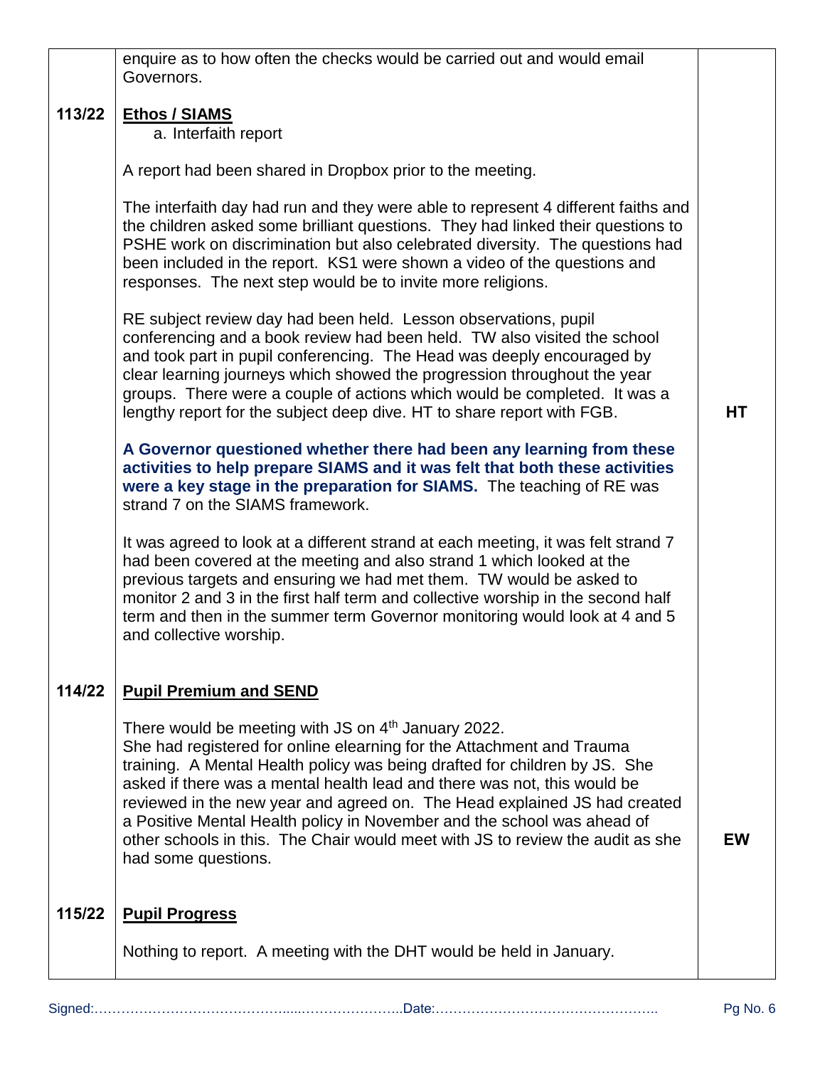| | | |
|---|---|---|
| | enquire as to how often the checks would be carried out and would email Governors. | |
| **113/22** | **Ethos / SIAMS**<br>a. Interfaith report<br><br>A report had been shared in Dropbox prior to the meeting.<br><br>The interfaith day had run and they were able to represent 4 different faiths and the children asked some brilliant questions. They had linked their questions to PSHE work on discrimination but also celebrated diversity. The questions had been included in the report. KS1 were shown a video of the questions and responses. The next step would be to invite more religions.<br><br>RE subject review day had been held. Lesson observations, pupil conferencing and a book review had been held. TW also visited the school and took part in pupil conferencing. The Head was deeply encouraged by clear learning journeys which showed the progression throughout the year groups. There were a couple of actions which would be completed. It was a lengthy report for the subject deep dive. HT to share report with FGB.<br><br>**A Governor questioned whether there had been any learning from these activities to help prepare SIAMS and it was felt that both these activities were a key stage in the preparation for SIAMS.** The teaching of RE was strand 7 on the SIAMS framework.<br><br>It was agreed to look at a different strand at each meeting, it was felt strand 7 had been covered at the meeting and also strand 1 which looked at the previous targets and ensuring we had met them. TW would be asked to monitor 2 and 3 in the first half term and collective worship in the second half term and then in the summer term Governor monitoring would look at 4 and 5 and collective worship. | **HT** |
| **114/22** | **Pupil Premium and SEND**<br><br>There would be meeting with JS on 4th January 2022.<br>She had registered for online elearning for the Attachment and Trauma training. A Mental Health policy was being drafted for children by JS. She asked if there was a mental health lead and there was not, this would be reviewed in the new year and agreed on. The Head explained JS had created a Positive Mental Health policy in November and the school was ahead of other schools in this. The Chair would meet with JS to review the audit as she had some questions. | **EW** |
| **115/22** | **Pupil Progress**<br><br>Nothing to report. A meeting with the DHT would be held in January. | |

Signed:……………………………………....…………………..Date:…………………………………………..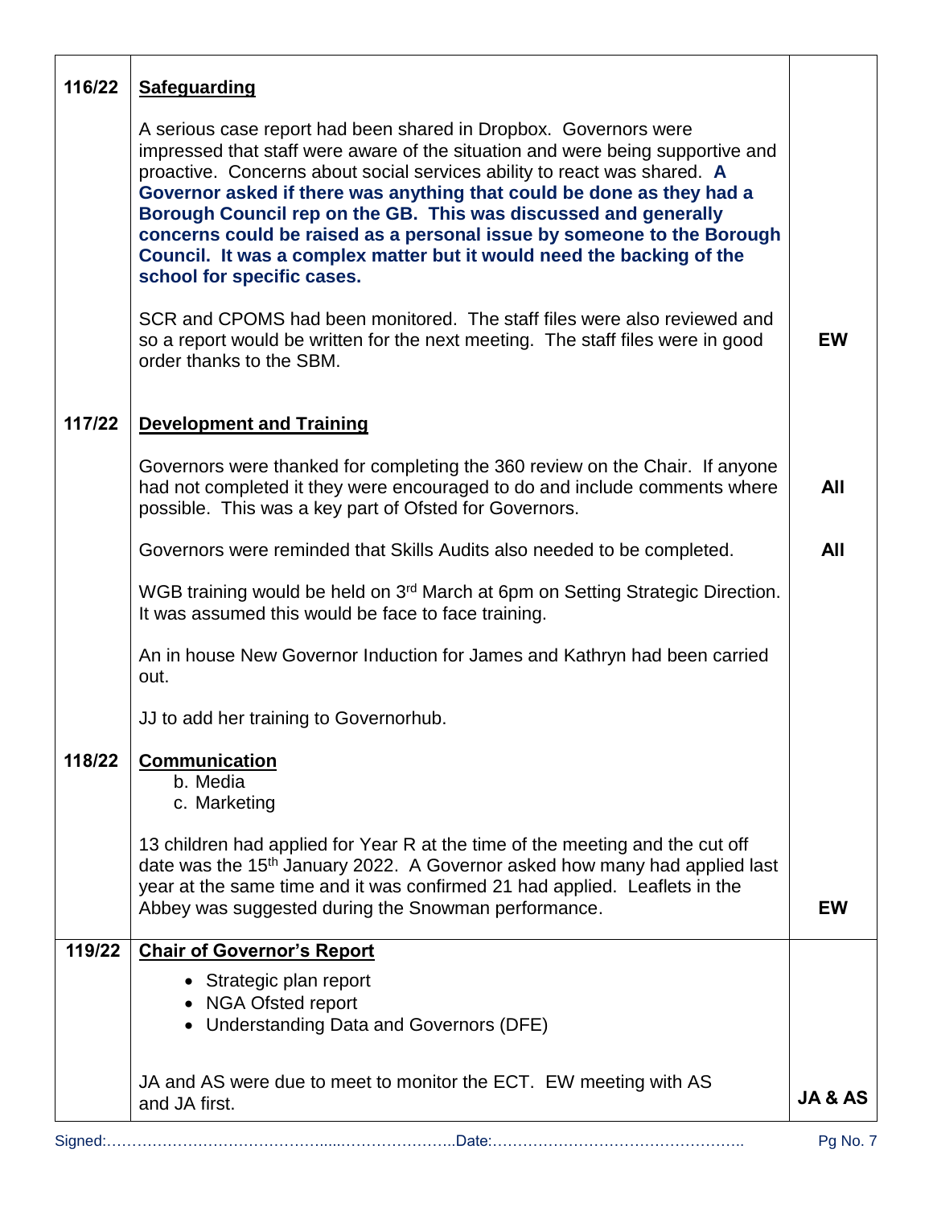| | | |
|---|---|---|
| 116/22 | <u>**Safeguarding**</u><br><br>A serious case report had been shared in Dropbox. Governors were impressed that staff were aware of the situation and were being supportive and proactive. Concerns about social services ability to react was shared. **A Governor asked if there was anything that could be done as they had a Borough Council rep on the GB. This was discussed and generally concerns could be raised as a personal issue by someone to the Borough Council. It was a complex matter but it would need the backing of the school for specific cases.**<br><br>SCR and CPOMS had been monitored. The staff files were also reviewed and so a report would be written for the next meeting. The staff files were in good order thanks to the SBM. | **EW** |
| 117/22 | <u>**Development and Training**</u><br><br>Governors were thanked for completing the 360 review on the Chair. If anyone had not completed it they were encouraged to do and include comments where possible. This was a key part of Ofsted for Governors.<br><br>Governors were reminded that Skills Audits also needed to be completed.<br><br>WGB training would be held on 3rd March at 6pm on Setting Strategic Direction. It was assumed this would be face to face training.<br><br>An in house New Governor Induction for James and Kathryn had been carried out.<br><br>JJ to add her training to Governorhub. | **All**<br><br>**All** |
| 118/22 | <u>**Communication**</u><br>b. Media<br>c. Marketing<br><br>13 children had applied for Year R at the time of the meeting and the cut off date was the 15th January 2022. A Governor asked how many had applied last year at the same time and it was confirmed 21 had applied. Leaflets in the Abbey was suggested during the Snowman performance. | **EW** |
| 119/22 | <u>**Chair of Governor's Report**</u><br>• Strategic plan report<br>• NGA Ofsted report<br>• Understanding Data and Governors (DFE)<br><br>JA and AS were due to meet to monitor the ECT. EW meeting with AS and JA first. | **JA & AS** |

Signed:……………………………………......…………………..Date:…………………………………………..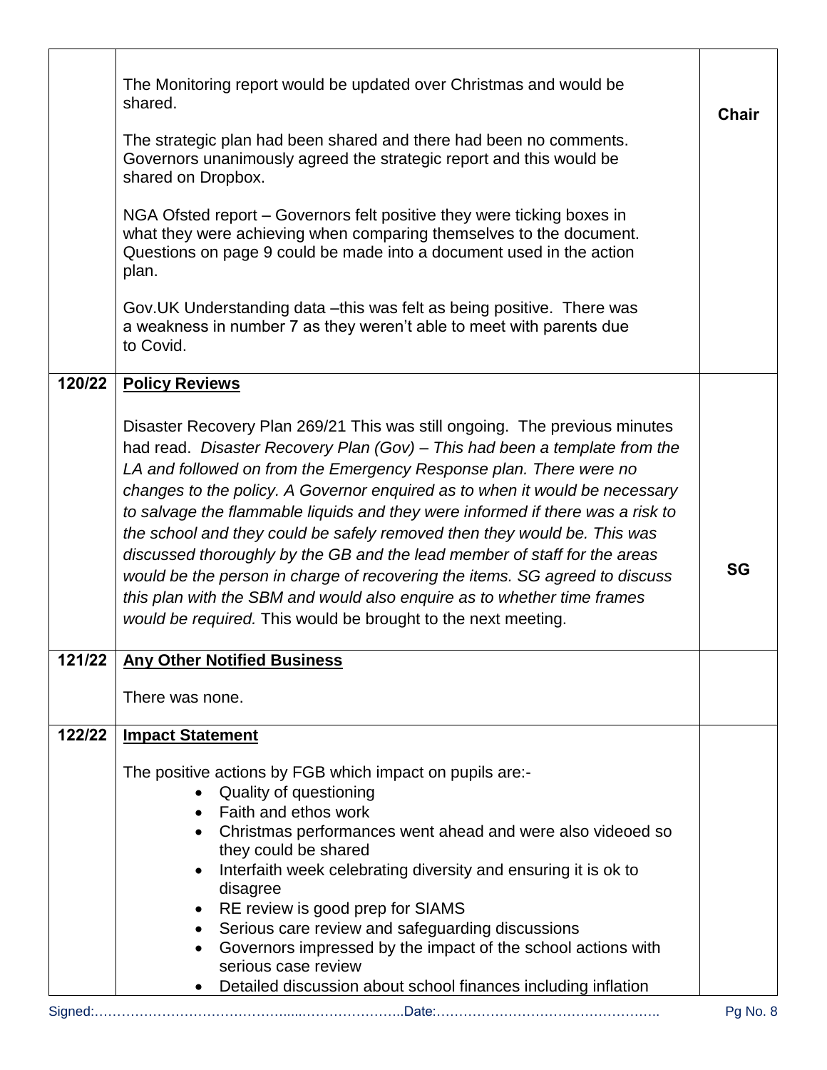| | | |
|---|---|---|
| | The Monitoring report would be updated over Christmas and would be shared.<br><br>The strategic plan had been shared and there had been no comments. Governors unanimously agreed the strategic report and this would be shared on Dropbox.<br><br>NGA Ofsted report – Governors felt positive they were ticking boxes in what they were achieving when comparing themselves to the document. Questions on page 9 could be made into a document used in the action plan.<br><br>Gov.UK Understanding data –this was felt as being positive. There was a weakness in number 7 as they weren't able to meet with parents due to Covid. | **Chair** |
| **120/22** | **Policy Reviews**<br><br>Disaster Recovery Plan 269/21 This was still ongoing. The previous minutes had read. *Disaster Recovery Plan (Gov) – This had been a template from the LA and followed on from the Emergency Response plan. There were no changes to the policy. A Governor enquired as to when it would be necessary to salvage the flammable liquids and they were informed if there was a risk to the school and they could be safely removed then they would be. This was discussed thoroughly by the GB and the lead member of staff for the areas would be the person in charge of recovering the items. SG agreed to discuss this plan with the SBM and would also enquire as to whether time frames would be required.* This would be brought to the next meeting. | **SG** |
| **121/22** | **Any Other Notified Business**<br><br>There was none. | |
| **122/22** | **Impact Statement**<br><br>The positive actions by FGB which impact on pupils are:-<br>• Quality of questioning<br>• Faith and ethos work<br>• Christmas performances went ahead and were also videoed so they could be shared<br>• Interfaith week celebrating diversity and ensuring it is ok to disagree<br>• RE review is good prep for SIAMS<br>• Serious care review and safeguarding discussions<br>• Governors impressed by the impact of the school actions with serious case review<br>• Detailed discussion about school finances including inflation | |

Signed:……………………………………….......…………………..Date:…………………………………………..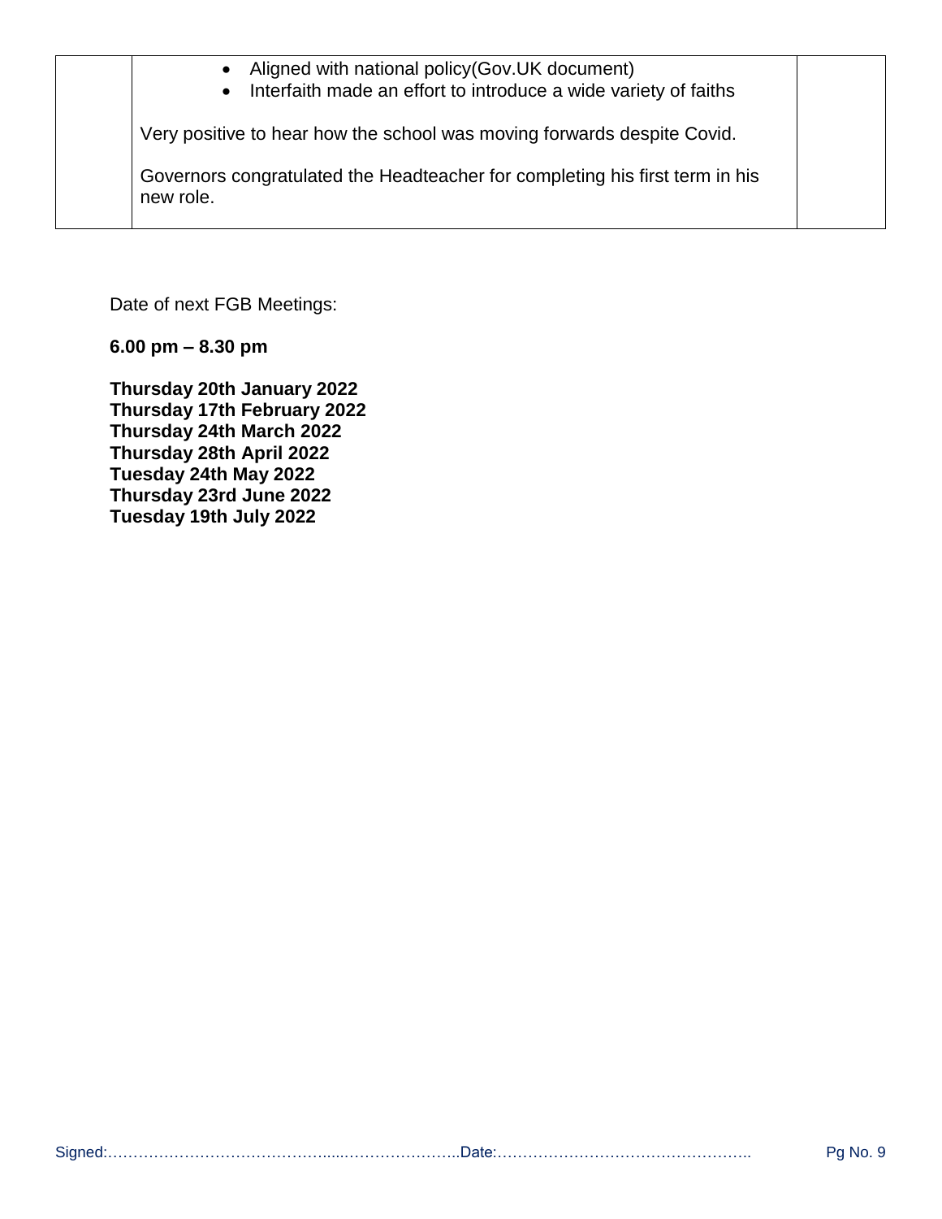| | | |
|---|---|---|
| | • Aligned with national policy(Gov.UK document)<br>• Interfaith made an effort to introduce a wide variety of faiths<br><br>Very positive to hear how the school was moving forwards despite Covid.<br><br>Governors congratulated the Headteacher for completing his first term in his new role. | |

Date of next FGB Meetings:

**6.00 pm – 8.30 pm**

**Thursday 20th January 2022**
**Thursday 17th February 2022**
**Thursday 24th March 2022**
**Thursday 28th April 2022**
**Tuesday 24th May 2022**
**Thursday 23rd June 2022**
**Tuesday 19th July 2022**

Signed:…………………………………….....…………………..Date:…………………………………………..